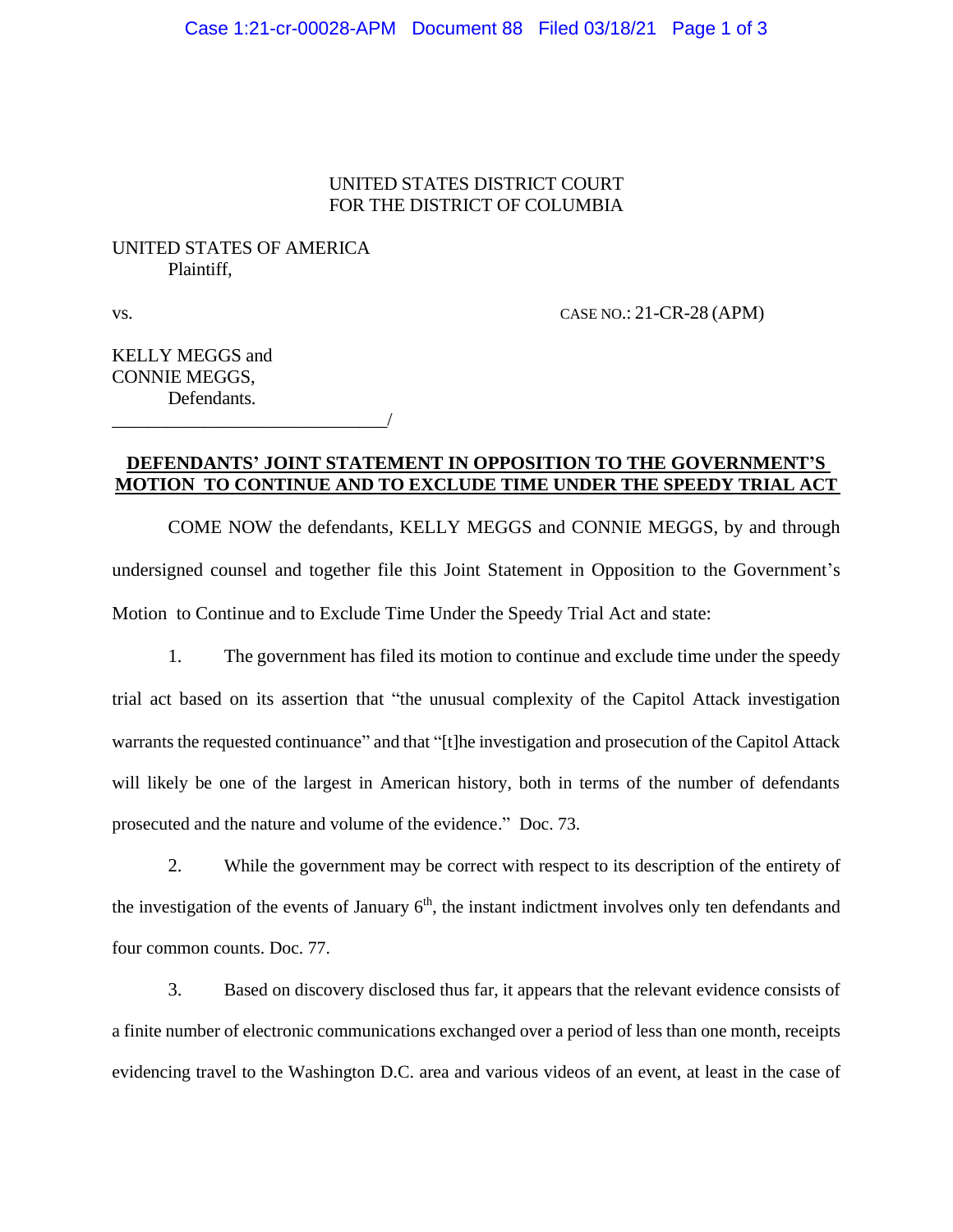UNITED STATES DISTRICT COURT
FOR THE DISTRICT OF COLUMBIA

UNITED STATES OF AMERICA
Plaintiff,

vs. CASE NO.: 21-CR-28 (APM)

KELLY MEGGS and
CONNIE MEGGS,
Defendants.
______________________________/

**DEFENDANTS' JOINT STATEMENT IN OPPOSITION TO THE GOVERNMENT'S MOTION TO CONTINUE AND TO EXCLUDE TIME UNDER THE SPEEDY TRIAL ACT**

COME NOW the defendants, KELLY MEGGS and CONNIE MEGGS, by and through undersigned counsel and together file this Joint Statement in Opposition to the Government's Motion to Continue and to Exclude Time Under the Speedy Trial Act and state:

1. The government has filed its motion to continue and exclude time under the speedy trial act based on its assertion that "the unusual complexity of the Capitol Attack investigation warrants the requested continuance" and that "[t]he investigation and prosecution of the Capitol Attack will likely be one of the largest in American history, both in terms of the number of defendants prosecuted and the nature and volume of the evidence." Doc. 73.

2. While the government may be correct with respect to its description of the entirety of the investigation of the events of January 6th, the instant indictment involves only ten defendants and four common counts. Doc. 77.

3. Based on discovery disclosed thus far, it appears that the relevant evidence consists of a finite number of electronic communications exchanged over a period of less than one month, receipts evidencing travel to the Washington D.C. area and various videos of an event, at least in the case of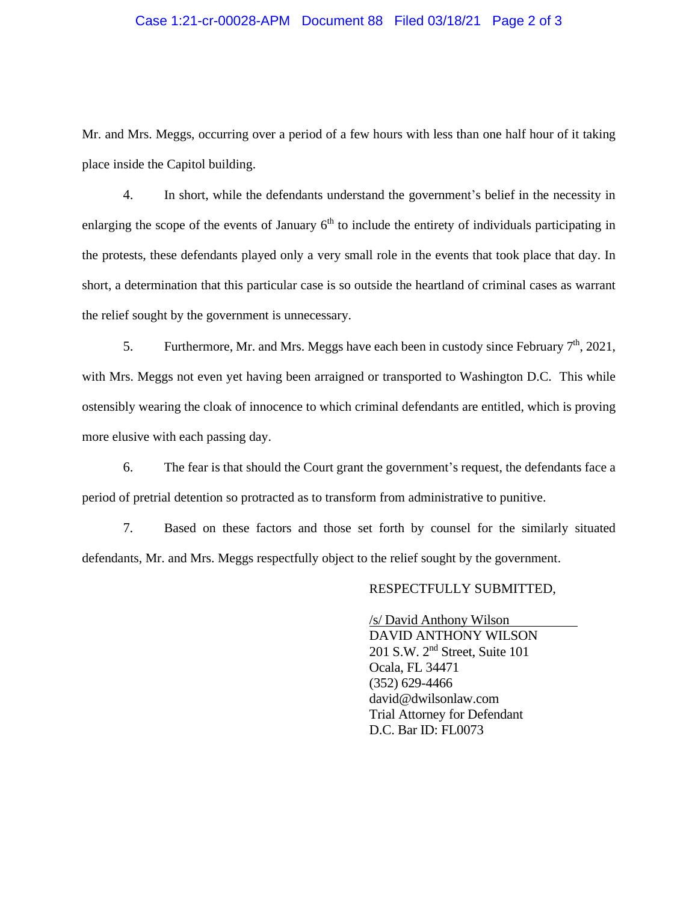Mr. and Mrs. Meggs, occurring over a period of a few hours with less than one half hour of it taking place inside the Capitol building.

4. In short, while the defendants understand the government's belief in the necessity in enlarging the scope of the events of January 6th to include the entirety of individuals participating in the protests, these defendants played only a very small role in the events that took place that day. In short, a determination that this particular case is so outside the heartland of criminal cases as warrant the relief sought by the government is unnecessary.

5. Furthermore, Mr. and Mrs. Meggs have each been in custody since February 7th, 2021, with Mrs. Meggs not even yet having been arraigned or transported to Washington D.C. This while ostensibly wearing the cloak of innocence to which criminal defendants are entitled, which is proving more elusive with each passing day.

6. The fear is that should the Court grant the government's request, the defendants face a period of pretrial detention so protracted as to transform from administrative to punitive.

7. Based on these factors and those set forth by counsel for the similarly situated defendants, Mr. and Mrs. Meggs respectfully object to the relief sought by the government.

RESPECTFULLY SUBMITTED,

/s/ David Anthony Wilson
DAVID ANTHONY WILSON
201 S.W. 2nd Street, Suite 101
Ocala, FL 34471
(352) 629-4466
david@dwilsonlaw.com
Trial Attorney for Defendant
D.C. Bar ID: FL0073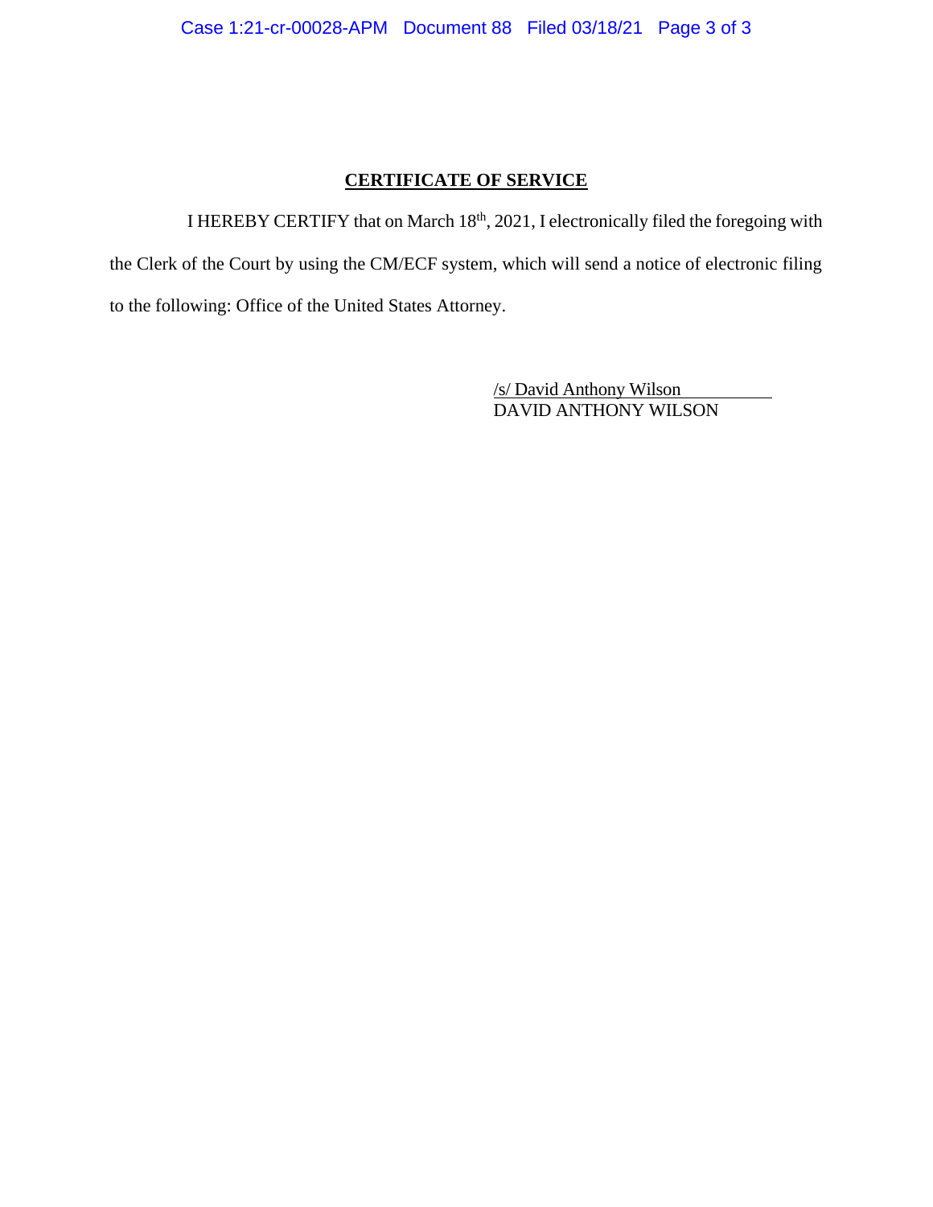**CERTIFICATE OF SERVICE**

I HEREBY CERTIFY that on March 18th, 2021, I electronically filed the foregoing with the Clerk of the Court by using the CM/ECF system, which will send a notice of electronic filing to the following: Office of the United States Attorney.

/s/ David Anthony Wilson
DAVID ANTHONY WILSON